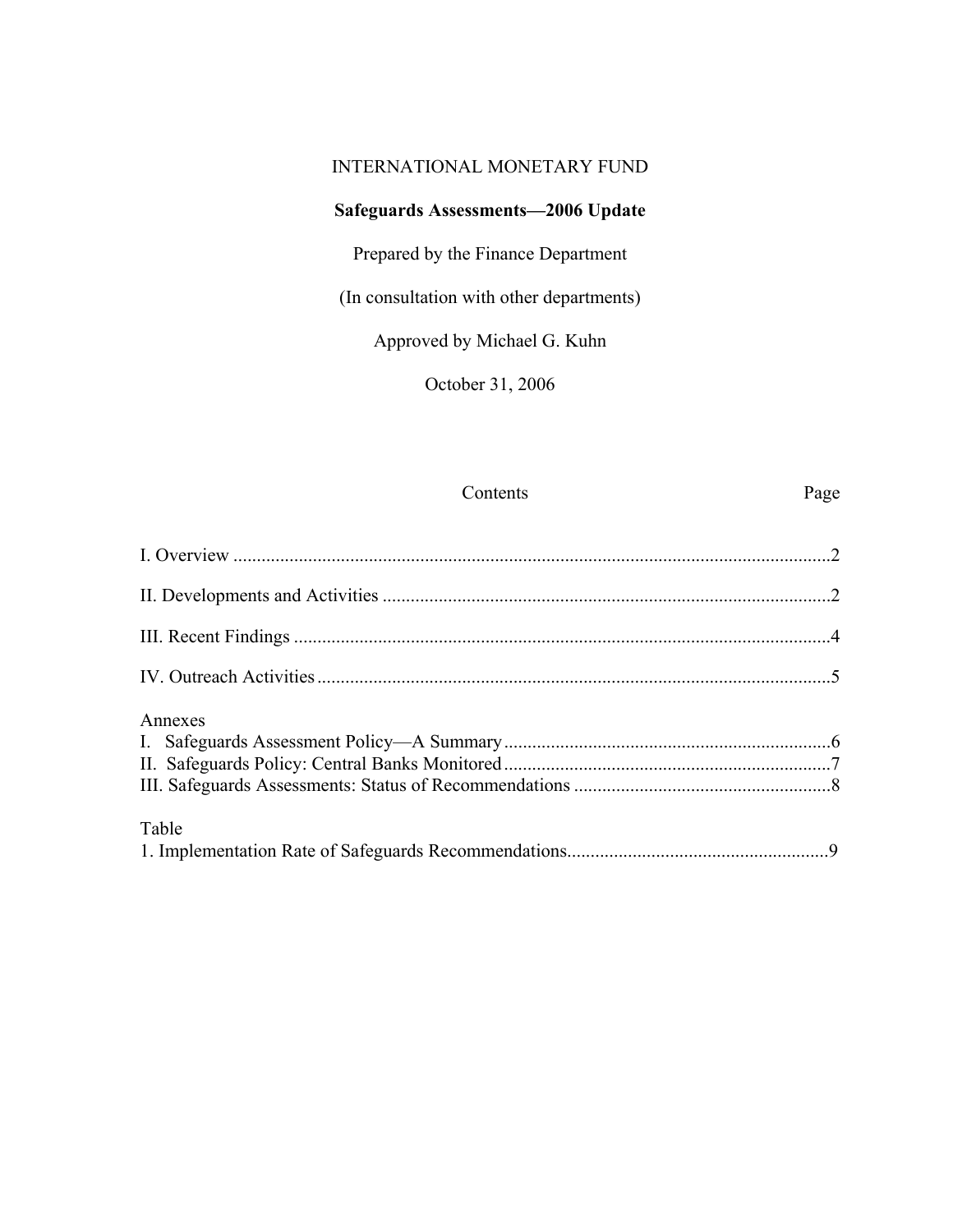INTERNATIONAL MONETARY FUND

# Safeguards Assessments—2006 Update

Prepared by the Finance Department

(In consultation with other departments)

Approved by Michael G. Kuhn

October 31, 2006

| Contents | Page |
|---|---|
| I. Overview | 2 |
| II. Developments and Activities | 2 |
| III. Recent Findings | 4 |
| IV. Outreach Activities | 5 |
| **Annexes** | |
| I. Safeguards Assessment Policy—A Summary | 6 |
| II. Safeguards Policy: Central Banks Monitored | 7 |
| III. Safeguards Assessments: Status of Recommendations | 8 |
| **Table** | |
| 1. Implementation Rate of Safeguards Recommendations | 9 |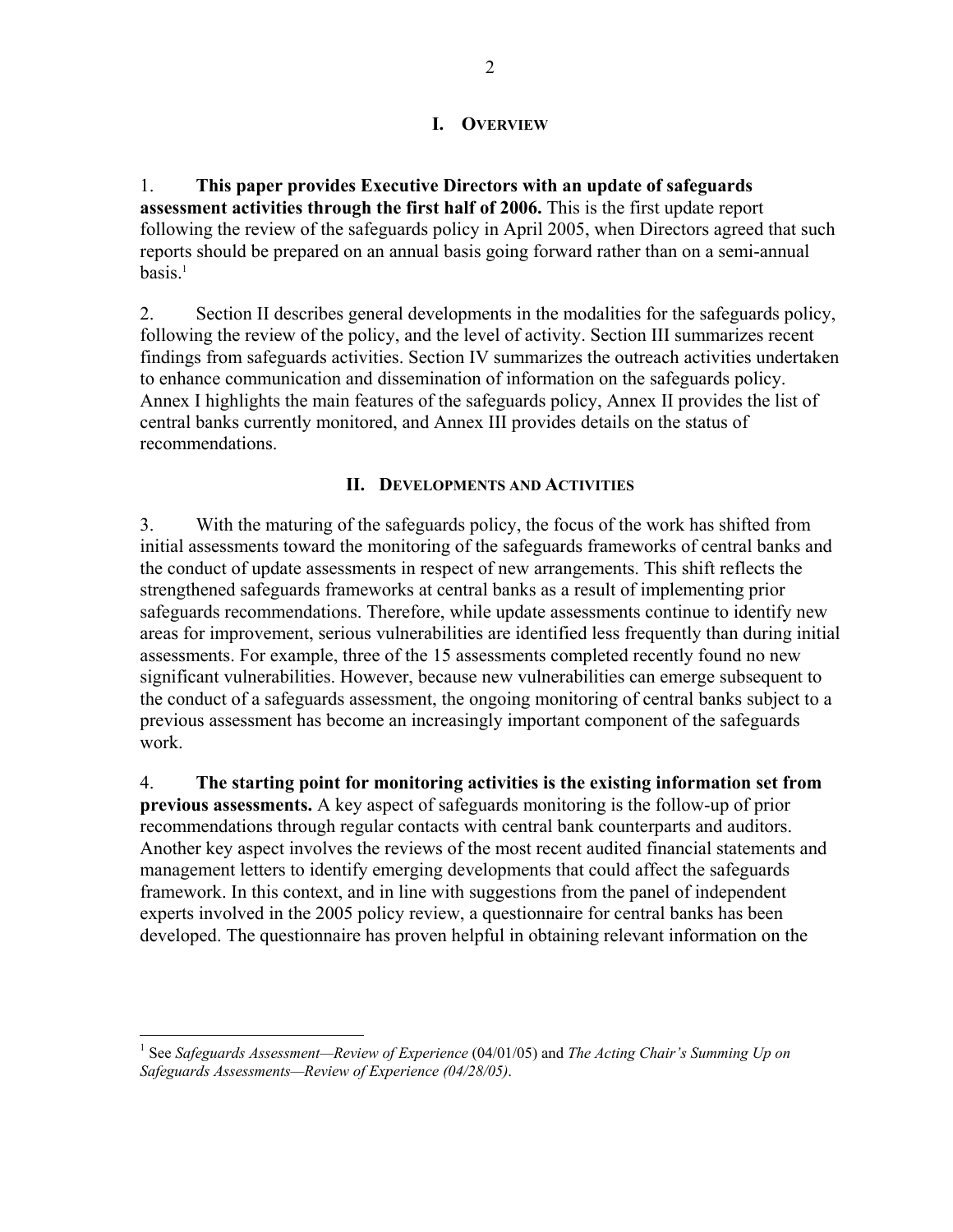## I. OVERVIEW

1. **This paper provides Executive Directors with an update of safeguards assessment activities through the first half of 2006.** This is the first update report following the review of the safeguards policy in April 2005, when Directors agreed that such reports should be prepared on an annual basis going forward rather than on a semi-annual basis.[1]

2. Section II describes general developments in the modalities for the safeguards policy, following the review of the policy, and the level of activity. Section III summarizes recent findings from safeguards activities. Section IV summarizes the outreach activities undertaken to enhance communication and dissemination of information on the safeguards policy. Annex I highlights the main features of the safeguards policy, Annex II provides the list of central banks currently monitored, and Annex III provides details on the status of recommendations.

## II. DEVELOPMENTS AND ACTIVITIES

3. With the maturing of the safeguards policy, the focus of the work has shifted from initial assessments toward the monitoring of the safeguards frameworks of central banks and the conduct of update assessments in respect of new arrangements. This shift reflects the strengthened safeguards frameworks at central banks as a result of implementing prior safeguards recommendations. Therefore, while update assessments continue to identify new areas for improvement, serious vulnerabilities are identified less frequently than during initial assessments. For example, three of the 15 assessments completed recently found no new significant vulnerabilities. However, because new vulnerabilities can emerge subsequent to the conduct of a safeguards assessment, the ongoing monitoring of central banks subject to a previous assessment has become an increasingly important component of the safeguards work.

4. **The starting point for monitoring activities is the existing information set from previous assessments.** A key aspect of safeguards monitoring is the follow-up of prior recommendations through regular contacts with central bank counterparts and auditors. Another key aspect involves the reviews of the most recent audited financial statements and management letters to identify emerging developments that could affect the safeguards framework. In this context, and in line with suggestions from the panel of independent experts involved in the 2005 policy review, a questionnaire for central banks has been developed. The questionnaire has proven helpful in obtaining relevant information on the

[1] See *Safeguards Assessment—Review of Experience* (04/01/05) and *The Acting Chair's Summing Up on Safeguards Assessments—Review of Experience (04/28/05)*.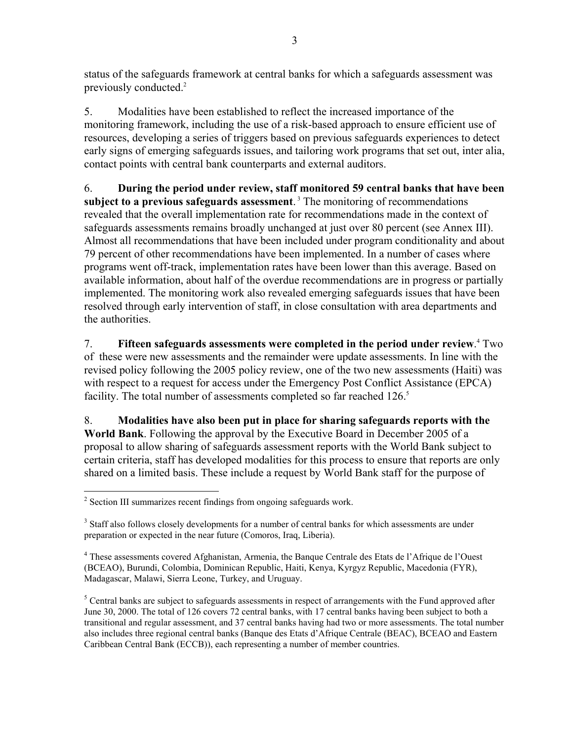status of the safeguards framework at central banks for which a safeguards assessment was previously conducted.[2]

5. Modalities have been established to reflect the increased importance of the monitoring framework, including the use of a risk-based approach to ensure efficient use of resources, developing a series of triggers based on previous safeguards experiences to detect early signs of emerging safeguards issues, and tailoring work programs that set out, inter alia, contact points with central bank counterparts and external auditors.

6. **During the period under review, staff monitored 59 central banks that have been subject to a previous safeguards assessment**.[3] The monitoring of recommendations revealed that the overall implementation rate for recommendations made in the context of safeguards assessments remains broadly unchanged at just over 80 percent (see Annex III). Almost all recommendations that have been included under program conditionality and about 79 percent of other recommendations have been implemented. In a number of cases where programs went off-track, implementation rates have been lower than this average. Based on available information, about half of the overdue recommendations are in progress or partially implemented. The monitoring work also revealed emerging safeguards issues that have been resolved through early intervention of staff, in close consultation with area departments and the authorities.

7. **Fifteen safeguards assessments were completed in the period under review**.[4] Two of these were new assessments and the remainder were update assessments. In line with the revised policy following the 2005 policy review, one of the two new assessments (Haiti) was with respect to a request for access under the Emergency Post Conflict Assistance (EPCA) facility. The total number of assessments completed so far reached 126.[5]

8. **Modalities have also been put in place for sharing safeguards reports with the World Bank**. Following the approval by the Executive Board in December 2005 of a proposal to allow sharing of safeguards assessment reports with the World Bank subject to certain criteria, staff has developed modalities for this process to ensure that reports are only shared on a limited basis. These include a request by World Bank staff for the purpose of

---

[2] Section III summarizes recent findings from ongoing safeguards work.

[3] Staff also follows closely developments for a number of central banks for which assessments are under preparation or expected in the near future (Comoros, Iraq, Liberia).

[4] These assessments covered Afghanistan, Armenia, the Banque Centrale des Etats de l'Afrique de l'Ouest (BCEAO), Burundi, Colombia, Dominican Republic, Haiti, Kenya, Kyrgyz Republic, Macedonia (FYR), Madagascar, Malawi, Sierra Leone, Turkey, and Uruguay.

[5] Central banks are subject to safeguards assessments in respect of arrangements with the Fund approved after June 30, 2000. The total of 126 covers 72 central banks, with 17 central banks having been subject to both a transitional and regular assessment, and 37 central banks having had two or more assessments. The total number also includes three regional central banks (Banque des Etats d'Afrique Centrale (BEAC), BCEAO and Eastern Caribbean Central Bank (ECCB)), each representing a number of member countries.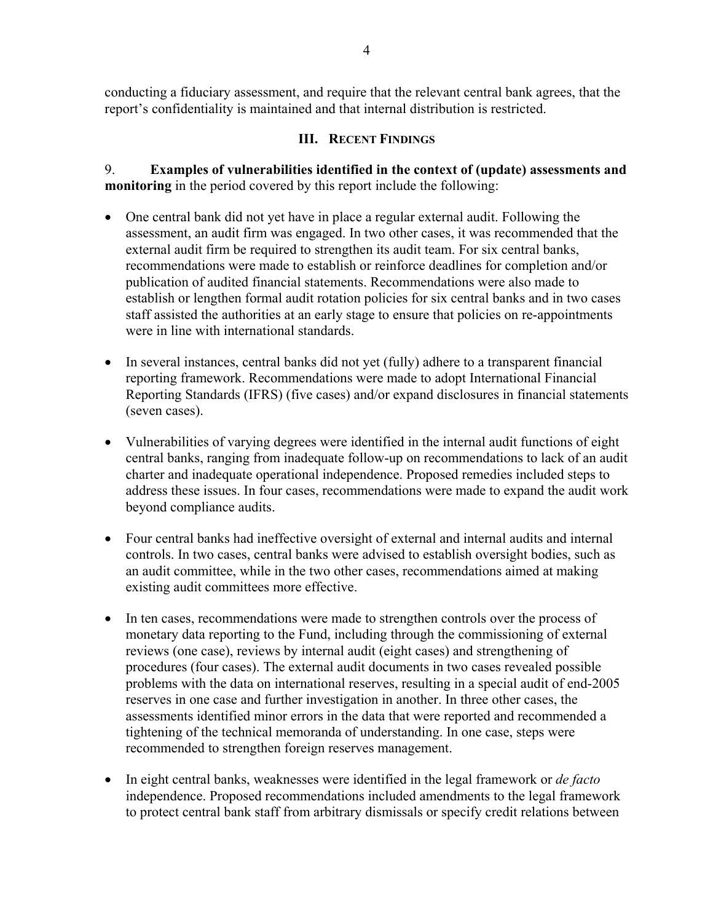conducting a fiduciary assessment, and require that the relevant central bank agrees, that the report's confidentiality is maintained and that internal distribution is restricted.

## III. Recent Findings

9. **Examples of vulnerabilities identified in the context of (update) assessments and monitoring** in the period covered by this report include the following:

- One central bank did not yet have in place a regular external audit. Following the assessment, an audit firm was engaged. In two other cases, it was recommended that the external audit firm be required to strengthen its audit team. For six central banks, recommendations were made to establish or reinforce deadlines for completion and/or publication of audited financial statements. Recommendations were also made to establish or lengthen formal audit rotation policies for six central banks and in two cases staff assisted the authorities at an early stage to ensure that policies on re-appointments were in line with international standards.

- In several instances, central banks did not yet (fully) adhere to a transparent financial reporting framework. Recommendations were made to adopt International Financial Reporting Standards (IFRS) (five cases) and/or expand disclosures in financial statements (seven cases).

- Vulnerabilities of varying degrees were identified in the internal audit functions of eight central banks, ranging from inadequate follow-up on recommendations to lack of an audit charter and inadequate operational independence. Proposed remedies included steps to address these issues. In four cases, recommendations were made to expand the audit work beyond compliance audits.

- Four central banks had ineffective oversight of external and internal audits and internal controls. In two cases, central banks were advised to establish oversight bodies, such as an audit committee, while in the two other cases, recommendations aimed at making existing audit committees more effective.

- In ten cases, recommendations were made to strengthen controls over the process of monetary data reporting to the Fund, including through the commissioning of external reviews (one case), reviews by internal audit (eight cases) and strengthening of procedures (four cases). The external audit documents in two cases revealed possible problems with the data on international reserves, resulting in a special audit of end-2005 reserves in one case and further investigation in another. In three other cases, the assessments identified minor errors in the data that were reported and recommended a tightening of the technical memoranda of understanding. In one case, steps were recommended to strengthen foreign reserves management.

- In eight central banks, weaknesses were identified in the legal framework or *de facto* independence. Proposed recommendations included amendments to the legal framework to protect central bank staff from arbitrary dismissals or specify credit relations between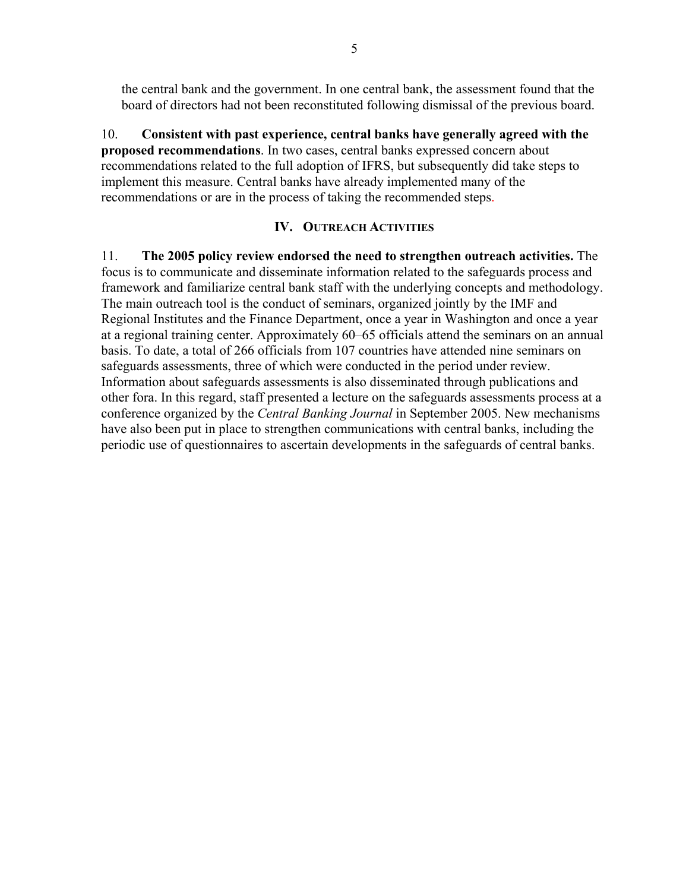the central bank and the government. In one central bank, the assessment found that the board of directors had not been reconstituted following dismissal of the previous board.

10. **Consistent with past experience, central banks have generally agreed with the proposed recommendations**. In two cases, central banks expressed concern about recommendations related to the full adoption of IFRS, but subsequently did take steps to implement this measure. Central banks have already implemented many of the recommendations or are in the process of taking the recommended steps.

## IV. Outreach Activities

11. **The 2005 policy review endorsed the need to strengthen outreach activities.** The focus is to communicate and disseminate information related to the safeguards process and framework and familiarize central bank staff with the underlying concepts and methodology. The main outreach tool is the conduct of seminars, organized jointly by the IMF and Regional Institutes and the Finance Department, once a year in Washington and once a year at a regional training center. Approximately 60–65 officials attend the seminars on an annual basis. To date, a total of 266 officials from 107 countries have attended nine seminars on safeguards assessments, three of which were conducted in the period under review. Information about safeguards assessments is also disseminated through publications and other fora. In this regard, staff presented a lecture on the safeguards assessments process at a conference organized by the *Central Banking Journal* in September 2005. New mechanisms have also been put in place to strengthen communications with central banks, including the periodic use of questionnaires to ascertain developments in the safeguards of central banks.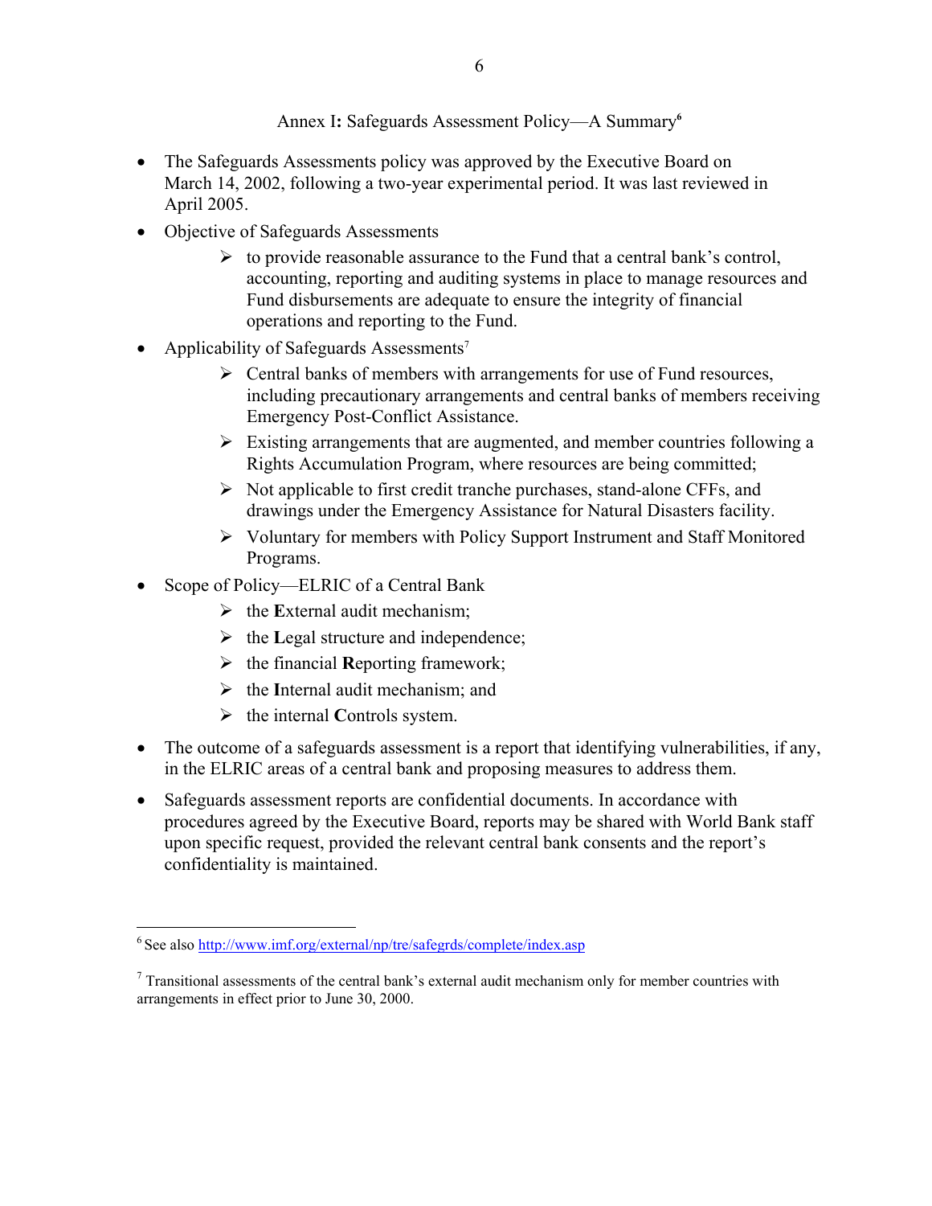## Annex I: Safeguards Assessment Policy—A Summary[6]

- The Safeguards Assessments policy was approved by the Executive Board on March 14, 2002, following a two-year experimental period. It was last reviewed in April 2005.
- Objective of Safeguards Assessments
    - to provide reasonable assurance to the Fund that a central bank's control, accounting, reporting and auditing systems in place to manage resources and Fund disbursements are adequate to ensure the integrity of financial operations and reporting to the Fund.
- Applicability of Safeguards Assessments[7]
    - Central banks of members with arrangements for use of Fund resources, including precautionary arrangements and central banks of members receiving Emergency Post-Conflict Assistance.
    - Existing arrangements that are augmented, and member countries following a Rights Accumulation Program, where resources are being committed;
    - Not applicable to first credit tranche purchases, stand-alone CFFs, and drawings under the Emergency Assistance for Natural Disasters facility.
    - Voluntary for members with Policy Support Instrument and Staff Monitored Programs.
- Scope of Policy—ELRIC of a Central Bank
    - the **E**xternal audit mechanism;
    - the **L**egal structure and independence;
    - the financial **R**eporting framework;
    - the **I**nternal audit mechanism; and
    - the internal **C**ontrols system.
- The outcome of a safeguards assessment is a report that identifying vulnerabilities, if any, in the ELRIC areas of a central bank and proposing measures to address them.
- Safeguards assessment reports are confidential documents. In accordance with procedures agreed by the Executive Board, reports may be shared with World Bank staff upon specific request, provided the relevant central bank consents and the report's confidentiality is maintained.

---

[6] See also http://www.imf.org/external/np/tre/safegrds/complete/index.asp

[7] Transitional assessments of the central bank's external audit mechanism only for member countries with arrangements in effect prior to June 30, 2000.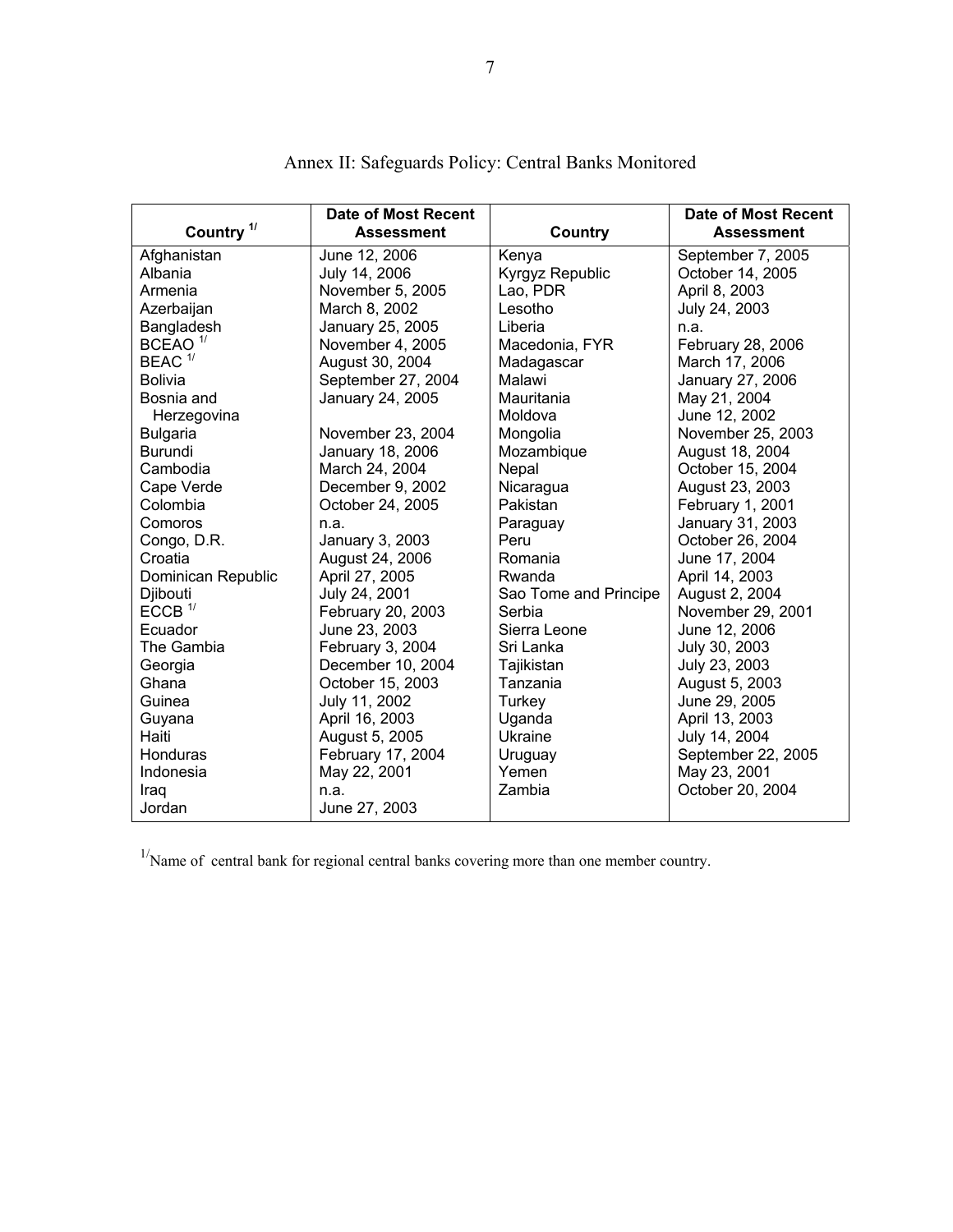# Annex II: Safeguards Policy: Central Banks Monitored

| Country [1/] | Date of Most Recent Assessment | Country | Date of Most Recent Assessment |
|---|---|---|---|
| Afghanistan | June 12, 2006 | Kenya | September 7, 2005 |
| Albania | July 14, 2006 | Kyrgyz Republic | October 14, 2005 |
| Armenia | November 5, 2005 | Lao, PDR | April 8, 2003 |
| Azerbaijan | March 8, 2002 | Lesotho | July 24, 2003 |
| Bangladesh | January 25, 2005 | Liberia | n.a. |
| BCEAO [1/] | November 4, 2005 | Macedonia, FYR | February 28, 2006 |
| BEAC [1/] | August 30, 2004 | Madagascar | March 17, 2006 |
| Bolivia | September 27, 2004 | Malawi | January 27, 2006 |
| Bosnia and Herzegovina | January 24, 2005 | Mauritania | May 21, 2004 |
| | | Moldova | June 12, 2002 |
| Bulgaria | November 23, 2004 | Mongolia | November 25, 2003 |
| Burundi | January 18, 2006 | Mozambique | August 18, 2004 |
| Cambodia | March 24, 2004 | Nepal | October 15, 2004 |
| Cape Verde | December 9, 2002 | Nicaragua | August 23, 2003 |
| Colombia | October 24, 2005 | Pakistan | February 1, 2001 |
| Comoros | n.a. | Paraguay | January 31, 2003 |
| Congo, D.R. | January 3, 2003 | Peru | October 26, 2004 |
| Croatia | August 24, 2006 | Romania | June 17, 2004 |
| Dominican Republic | April 27, 2005 | Rwanda | April 14, 2003 |
| Djibouti | July 24, 2001 | Sao Tome and Principe | August 2, 2004 |
| ECCB [1/] | February 20, 2003 | Serbia | November 29, 2001 |
| Ecuador | June 23, 2003 | Sierra Leone | June 12, 2006 |
| The Gambia | February 3, 2004 | Sri Lanka | July 30, 2003 |
| Georgia | December 10, 2004 | Tajikistan | July 23, 2003 |
| Ghana | October 15, 2003 | Tanzania | August 5, 2003 |
| Guinea | July 11, 2002 | Turkey | June 29, 2005 |
| Guyana | April 16, 2003 | Uganda | April 13, 2003 |
| Haiti | August 5, 2005 | Ukraine | July 14, 2004 |
| Honduras | February 17, 2004 | Uruguay | September 22, 2005 |
| Indonesia | May 22, 2001 | Yemen | May 23, 2001 |
| Iraq | n.a. | Zambia | October 20, 2004 |
| Jordan | June 27, 2003 | | |

[1/] Name of central bank for regional central banks covering more than one member country.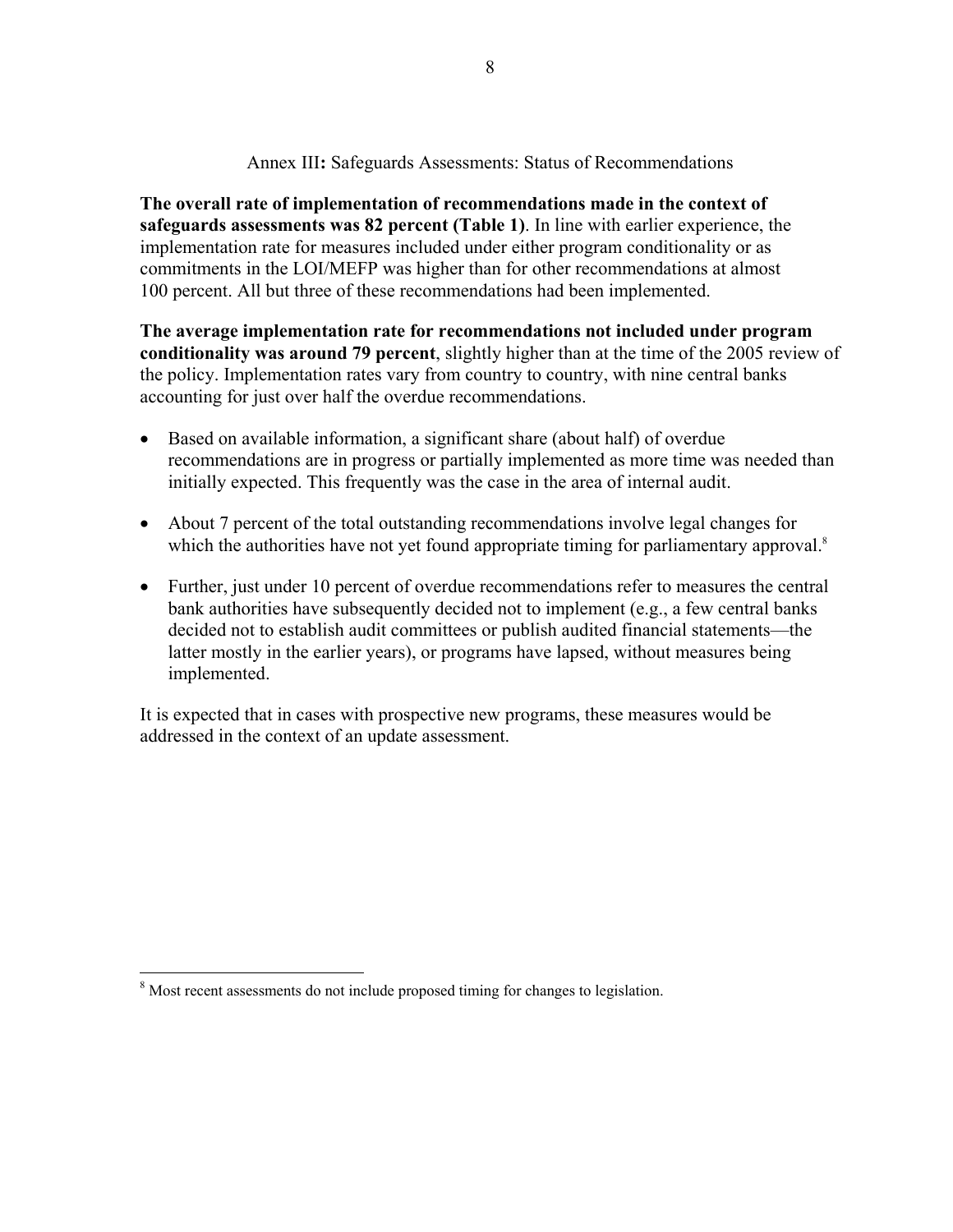## Annex III: Safeguards Assessments: Status of Recommendations

**The overall rate of implementation of recommendations made in the context of safeguards assessments was 82 percent (Table 1)**. In line with earlier experience, the implementation rate for measures included under either program conditionality or as commitments in the LOI/MEFP was higher than for other recommendations at almost 100 percent. All but three of these recommendations had been implemented.

**The average implementation rate for recommendations not included under program conditionality was around 79 percent**, slightly higher than at the time of the 2005 review of the policy. Implementation rates vary from country to country, with nine central banks accounting for just over half the overdue recommendations.

- Based on available information, a significant share (about half) of overdue recommendations are in progress or partially implemented as more time was needed than initially expected. This frequently was the case in the area of internal audit.
- About 7 percent of the total outstanding recommendations involve legal changes for which the authorities have not yet found appropriate timing for parliamentary approval.[8]
- Further, just under 10 percent of overdue recommendations refer to measures the central bank authorities have subsequently decided not to implement (e.g., a few central banks decided not to establish audit committees or publish audited financial statements—the latter mostly in the earlier years), or programs have lapsed, without measures being implemented.

It is expected that in cases with prospective new programs, these measures would be addressed in the context of an update assessment.

[8] Most recent assessments do not include proposed timing for changes to legislation.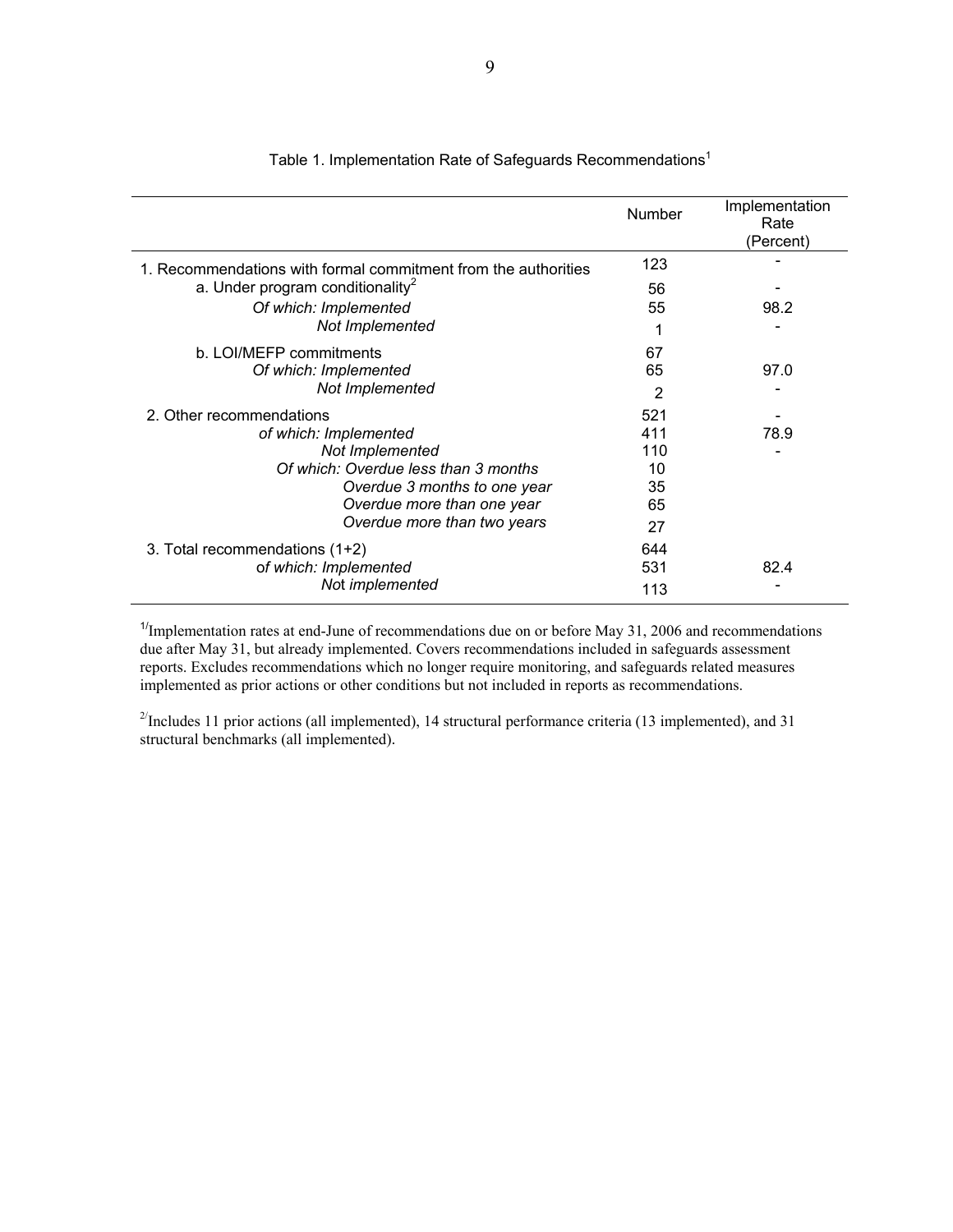Table 1. Implementation Rate of Safeguards Recommendations[1]

| | Number | Implementation Rate (Percent) |
|---|---|---|
| 1. Recommendations with formal commitment from the authorities | 123 | - |
| a. Under program conditionality[2] | 56 | - |
| *Of which: Implemented* | 55 | 98.2 |
| *Not Implemented* | 1 | - |
| b. LOI/MEFP commitments | 67 | |
| *Of which: Implemented* | 65 | 97.0 |
| *Not Implemented* | 2 | - |
| 2. Other recommendations | 521 | - |
| *of which: Implemented* | 411 | 78.9 |
| *Not Implemented* | 110 | - |
| *Of which: Overdue less than 3 months* | 10 | |
| *Overdue 3 months to one year* | 35 | |
| *Overdue more than one year* | 65 | |
| *Overdue more than two years* | 27 | |
| 3. Total recommendations (1+2) | 644 | |
| *of which: Implemented* | 531 | 82.4 |
| *Not implemented* | 113 | - |

[1/]Implementation rates at end-June of recommendations due on or before May 31, 2006 and recommendations due after May 31, but already implemented. Covers recommendations included in safeguards assessment reports. Excludes recommendations which no longer require monitoring, and safeguards related measures implemented as prior actions or other conditions but not included in reports as recommendations.

[2/]Includes 11 prior actions (all implemented), 14 structural performance criteria (13 implemented), and 31 structural benchmarks (all implemented).